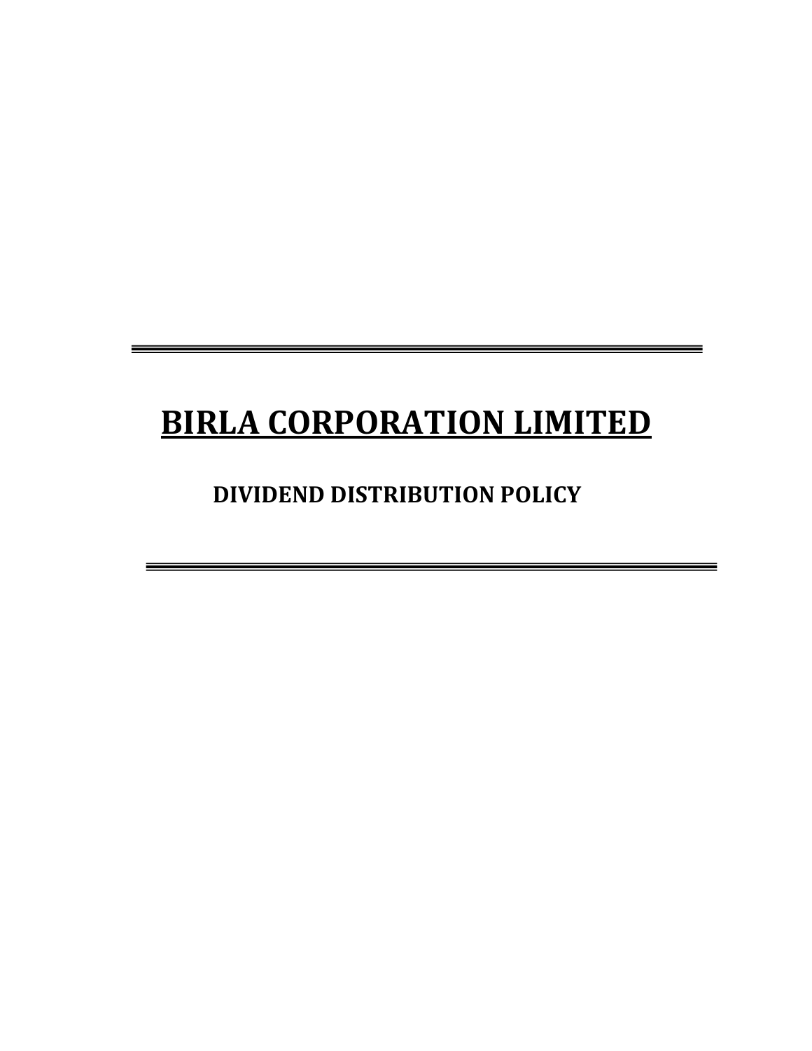# BIRLA CORPORATION LIMITED

## DIVIDEND DISTRIBUTION POLICY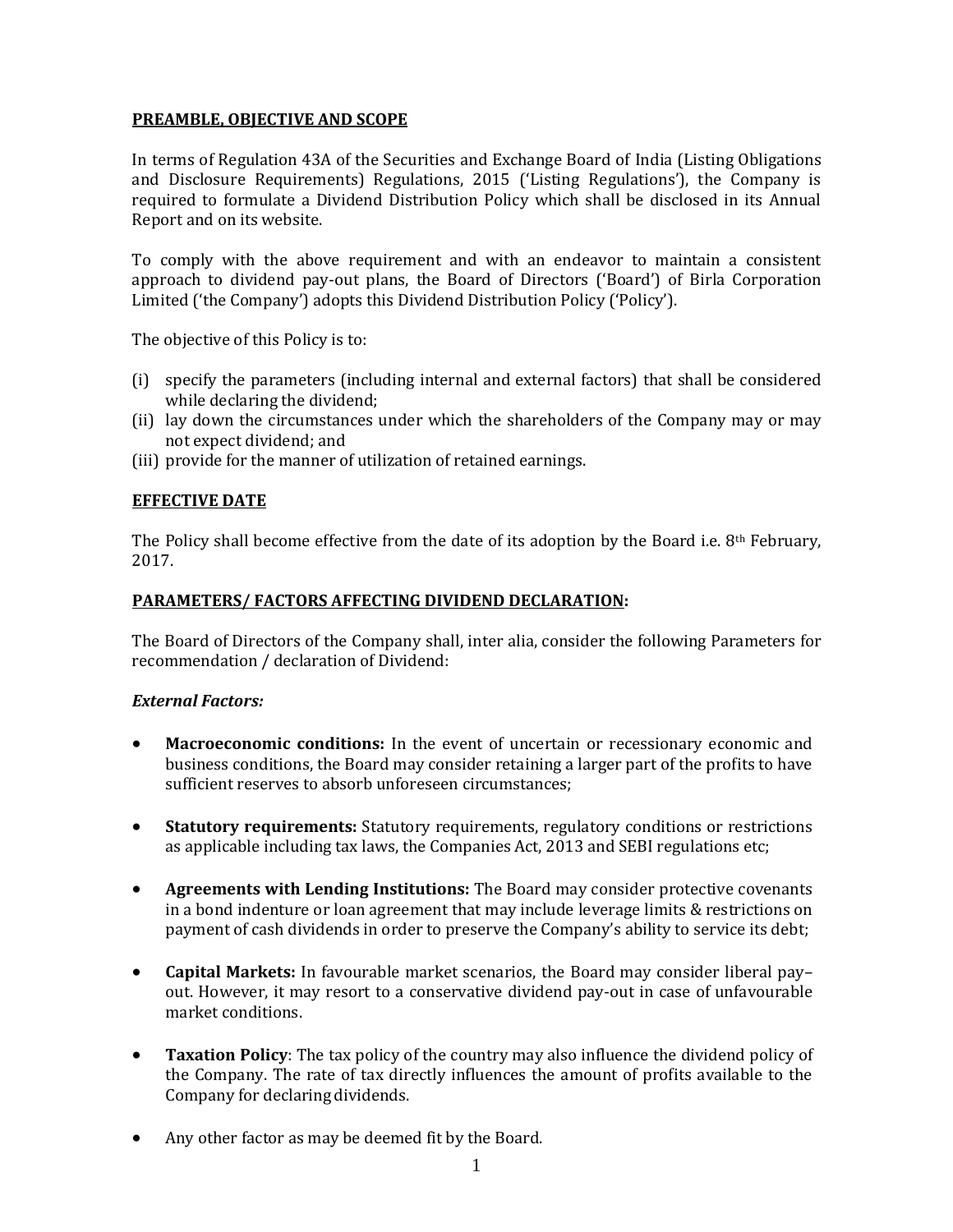## PREAMBLE, OBJECTIVE AND SCOPE

In terms of Regulation 43A of the Securities and Exchange Board of India (Listing Obligations and Disclosure Requirements) Regulations, 2015 ('Listing Regulations'), the Company is required to formulate a Dividend Distribution Policy which shall be disclosed in its Annual Report and on its website.

To comply with the above requirement and with an endeavor to maintain a consistent approach to dividend pay-out plans, the Board of Directors ('Board') of Birla Corporation Limited ('the Company') adopts this Dividend Distribution Policy ('Policy').

The objective of this Policy is to:

(i) specify the parameters (including internal and external factors) that shall be considered while declaring the dividend;
(ii) lay down the circumstances under which the shareholders of the Company may or may not expect dividend; and
(iii) provide for the manner of utilization of retained earnings.

## EFFECTIVE DATE

The Policy shall become effective from the date of its adoption by the Board i.e. 8th February, 2017.

## PARAMETERS/ FACTORS AFFECTING DIVIDEND DECLARATION:

The Board of Directors of the Company shall, inter alia, consider the following Parameters for recommendation / declaration of Dividend:

### *External Factors:*

- **Macroeconomic conditions:** In the event of uncertain or recessionary economic and business conditions, the Board may consider retaining a larger part of the profits to have sufficient reserves to absorb unforeseen circumstances;

- **Statutory requirements:** Statutory requirements, regulatory conditions or restrictions as applicable including tax laws, the Companies Act, 2013 and SEBI regulations etc;

- **Agreements with Lending Institutions:** The Board may consider protective covenants in a bond indenture or loan agreement that may include leverage limits & restrictions on payment of cash dividends in order to preserve the Company's ability to service its debt;

- **Capital Markets:** In favourable market scenarios, the Board may consider liberal pay–out. However, it may resort to a conservative dividend pay-out in case of unfavourable market conditions.

- **Taxation Policy**: The tax policy of the country may also influence the dividend policy of the Company. The rate of tax directly influences the amount of profits available to the Company for declaring dividends.

- Any other factor as may be deemed fit by the Board.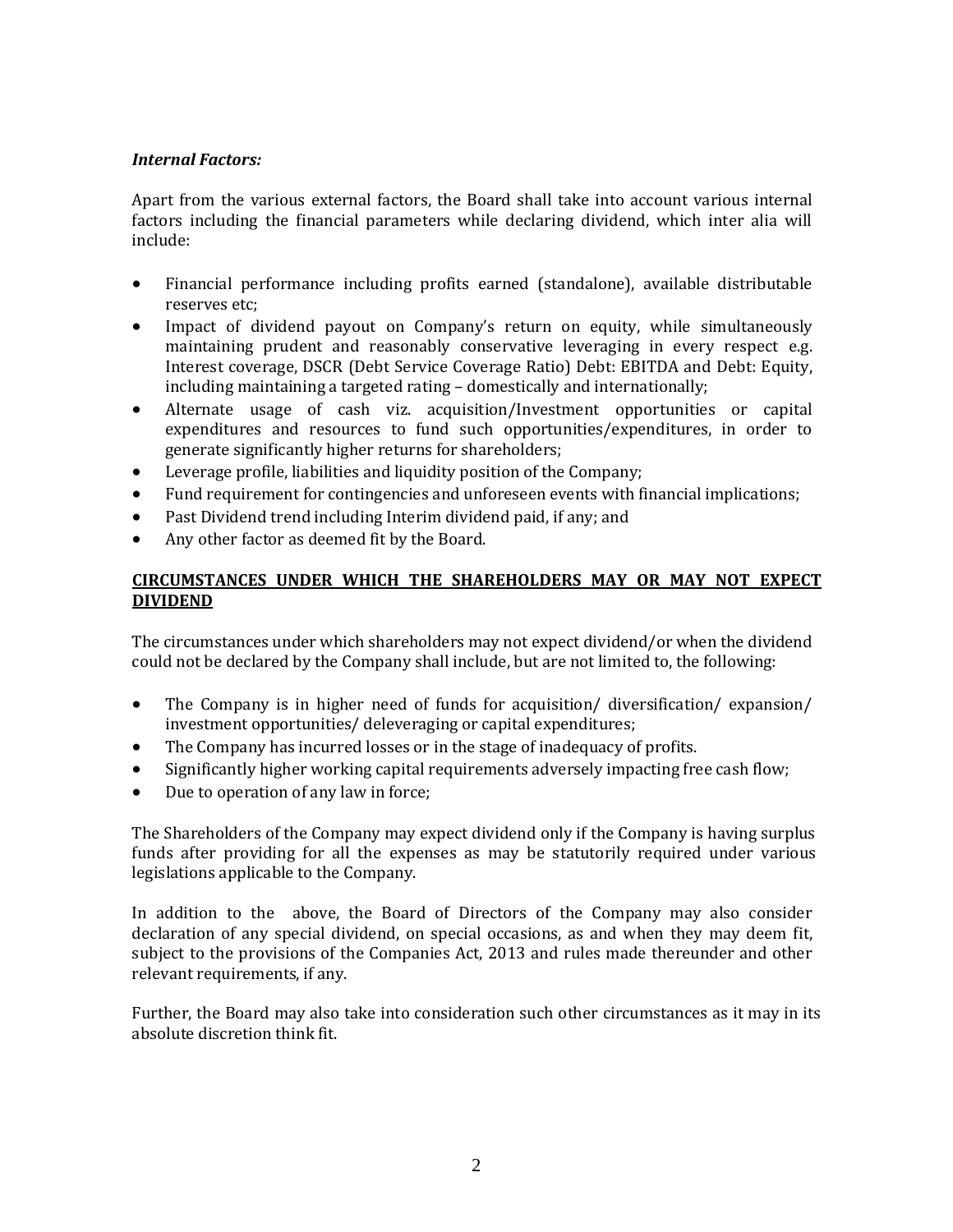***Internal Factors:***

Apart from the various external factors, the Board shall take into account various internal factors including the financial parameters while declaring dividend, which inter alia will include:

- Financial performance including profits earned (standalone), available distributable reserves etc;
- Impact of dividend payout on Company's return on equity, while simultaneously maintaining prudent and reasonably conservative leveraging in every respect e.g. Interest coverage, DSCR (Debt Service Coverage Ratio) Debt: EBITDA and Debt: Equity, including maintaining a targeted rating – domestically and internationally;
- Alternate usage of cash viz. acquisition/Investment opportunities or capital expenditures and resources to fund such opportunities/expenditures, in order to generate significantly higher returns for shareholders;
- Leverage profile, liabilities and liquidity position of the Company;
- Fund requirement for contingencies and unforeseen events with financial implications;
- Past Dividend trend including Interim dividend paid, if any; and
- Any other factor as deemed fit by the Board.

**<u>CIRCUMSTANCES UNDER WHICH THE SHAREHOLDERS MAY OR MAY NOT EXPECT DIVIDEND</u>**

The circumstances under which shareholders may not expect dividend/or when the dividend could not be declared by the Company shall include, but are not limited to, the following:

- The Company is in higher need of funds for acquisition/ diversification/ expansion/ investment opportunities/ deleveraging or capital expenditures;
- The Company has incurred losses or in the stage of inadequacy of profits.
- Significantly higher working capital requirements adversely impacting free cash flow;
- Due to operation of any law in force;

The Shareholders of the Company may expect dividend only if the Company is having surplus funds after providing for all the expenses as may be statutorily required under various legislations applicable to the Company.

In addition to the above, the Board of Directors of the Company may also consider declaration of any special dividend, on special occasions, as and when they may deem fit, subject to the provisions of the Companies Act, 2013 and rules made thereunder and other relevant requirements, if any.

Further, the Board may also take into consideration such other circumstances as it may in its absolute discretion think fit.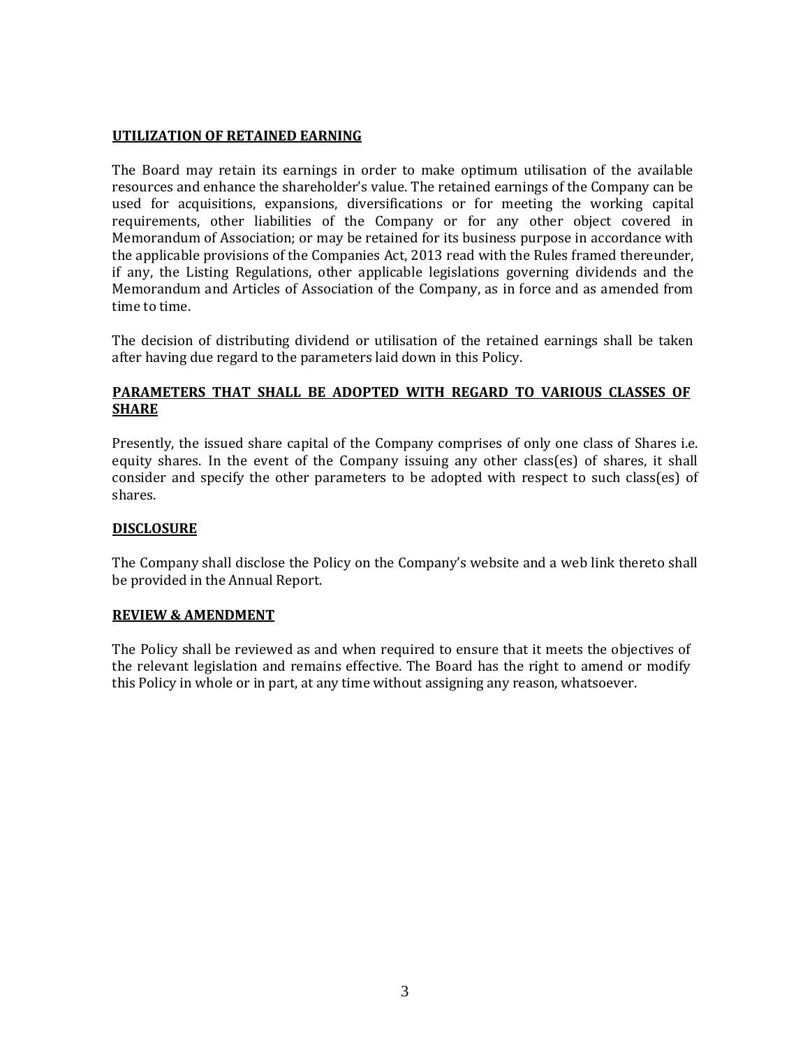## UTILIZATION OF RETAINED EARNING

The Board may retain its earnings in order to make optimum utilisation of the available resources and enhance the shareholder's value. The retained earnings of the Company can be used for acquisitions, expansions, diversifications or for meeting the working capital requirements, other liabilities of the Company or for any other object covered in Memorandum of Association; or may be retained for its business purpose in accordance with the applicable provisions of the Companies Act, 2013 read with the Rules framed thereunder, if any, the Listing Regulations, other applicable legislations governing dividends and the Memorandum and Articles of Association of the Company, as in force and as amended from time to time.

The decision of distributing dividend or utilisation of the retained earnings shall be taken after having due regard to the parameters laid down in this Policy.

## PARAMETERS THAT SHALL BE ADOPTED WITH REGARD TO VARIOUS CLASSES OF SHARE

Presently, the issued share capital of the Company comprises of only one class of Shares i.e. equity shares. In the event of the Company issuing any other class(es) of shares, it shall consider and specify the other parameters to be adopted with respect to such class(es) of shares.

## DISCLOSURE

The Company shall disclose the Policy on the Company's website and a web link thereto shall be provided in the Annual Report.

## REVIEW & AMENDMENT

The Policy shall be reviewed as and when required to ensure that it meets the objectives of the relevant legislation and remains effective. The Board has the right to amend or modify this Policy in whole or in part, at any time without assigning any reason, whatsoever.